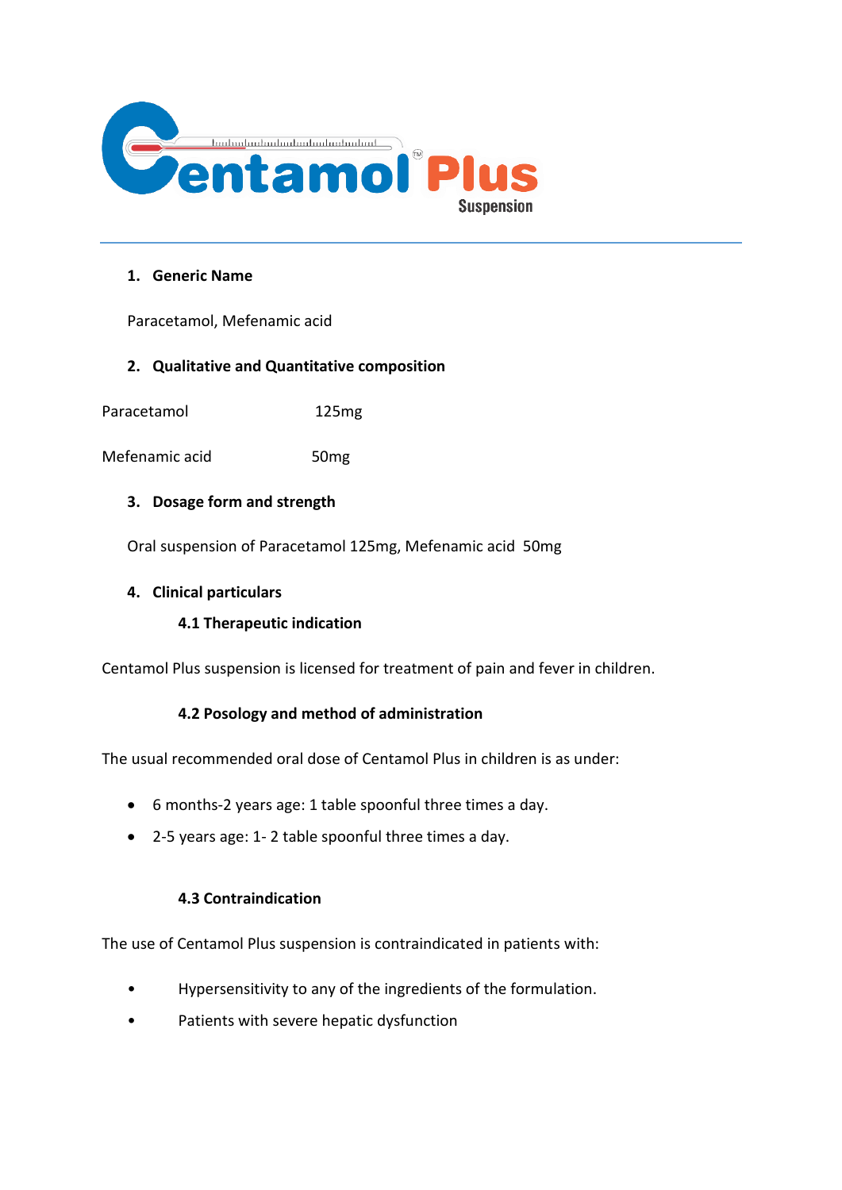# Centamol Plus

Suspension

1. **Generic Name**

Paracetamol, Mefenamic acid

2. **Qualitative and Quantitative composition**

| | |
|---|---|
| Paracetamol | 125mg |
| Mefenamic acid | 50mg |

3. **Dosage form and strength**

Oral suspension of Paracetamol 125mg, Mefenamic acid 50mg

4. **Clinical particulars**

### 4.1 Therapeutic indication

Centamol Plus suspension is licensed for treatment of pain and fever in children.

### 4.2 Posology and method of administration

The usual recommended oral dose of Centamol Plus in children is as under:

- 6 months-2 years age: 1 table spoonful three times a day.
- 2-5 years age: 1- 2 table spoonful three times a day.

### 4.3 Contraindication

The use of Centamol Plus suspension is contraindicated in patients with:

- Hypersensitivity to any of the ingredients of the formulation.
- Patients with severe hepatic dysfunction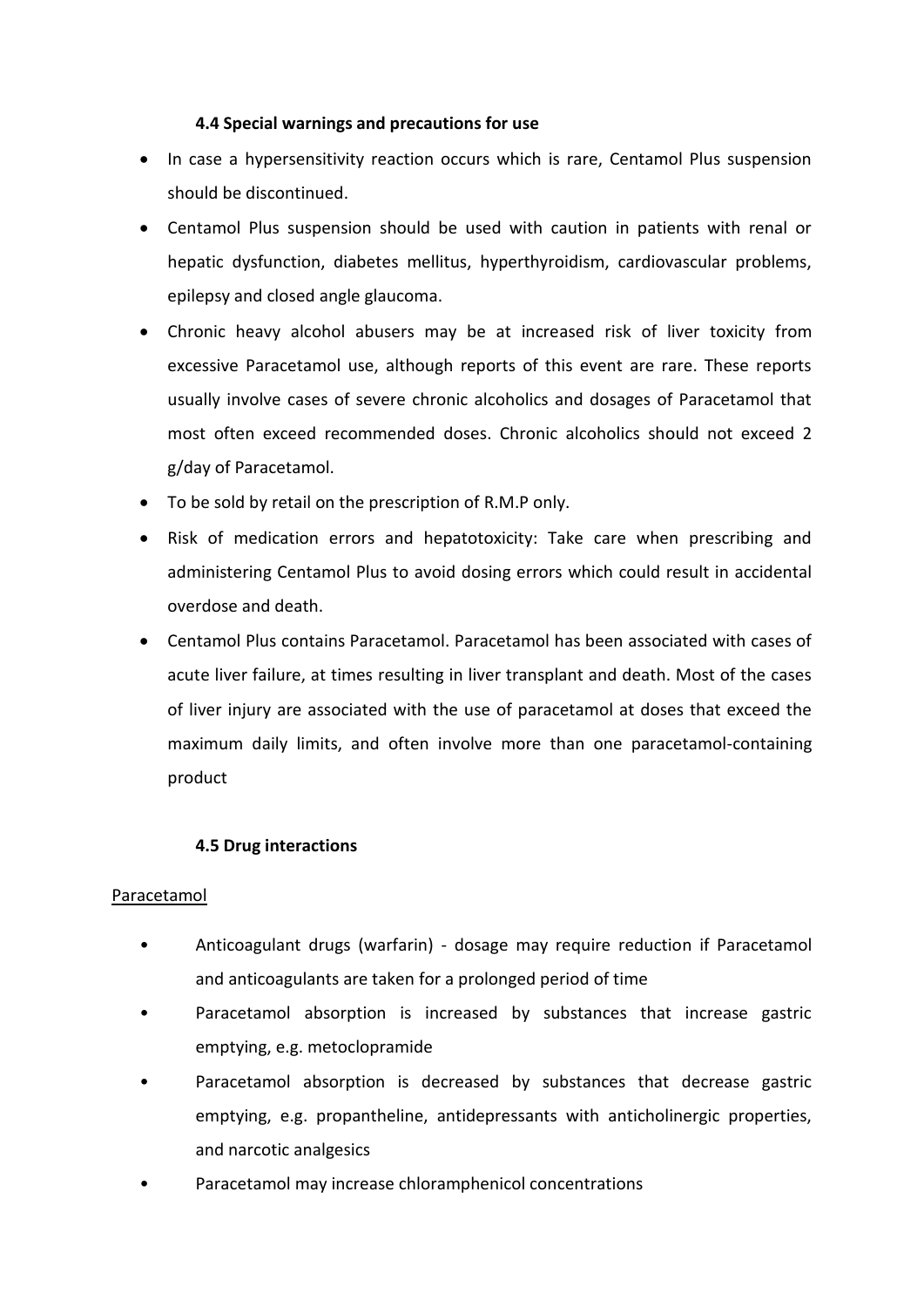#### 4.4 Special warnings and precautions for use

- In case a hypersensitivity reaction occurs which is rare, Centamol Plus suspension should be discontinued.
- Centamol Plus suspension should be used with caution in patients with renal or hepatic dysfunction, diabetes mellitus, hyperthyroidism, cardiovascular problems, epilepsy and closed angle glaucoma.
- Chronic heavy alcohol abusers may be at increased risk of liver toxicity from excessive Paracetamol use, although reports of this event are rare. These reports usually involve cases of severe chronic alcoholics and dosages of Paracetamol that most often exceed recommended doses. Chronic alcoholics should not exceed 2 g/day of Paracetamol.
- To be sold by retail on the prescription of R.M.P only.
- Risk of medication errors and hepatotoxicity: Take care when prescribing and administering Centamol Plus to avoid dosing errors which could result in accidental overdose and death.
- Centamol Plus contains Paracetamol. Paracetamol has been associated with cases of acute liver failure, at times resulting in liver transplant and death. Most of the cases of liver injury are associated with the use of paracetamol at doses that exceed the maximum daily limits, and often involve more than one paracetamol-containing product

#### 4.5 Drug interactions

Paracetamol

- Anticoagulant drugs (warfarin) - dosage may require reduction if Paracetamol and anticoagulants are taken for a prolonged period of time
- Paracetamol absorption is increased by substances that increase gastric emptying, e.g. metoclopramide
- Paracetamol absorption is decreased by substances that decrease gastric emptying, e.g. propantheline, antidepressants with anticholinergic properties, and narcotic analgesics
- Paracetamol may increase chloramphenicol concentrations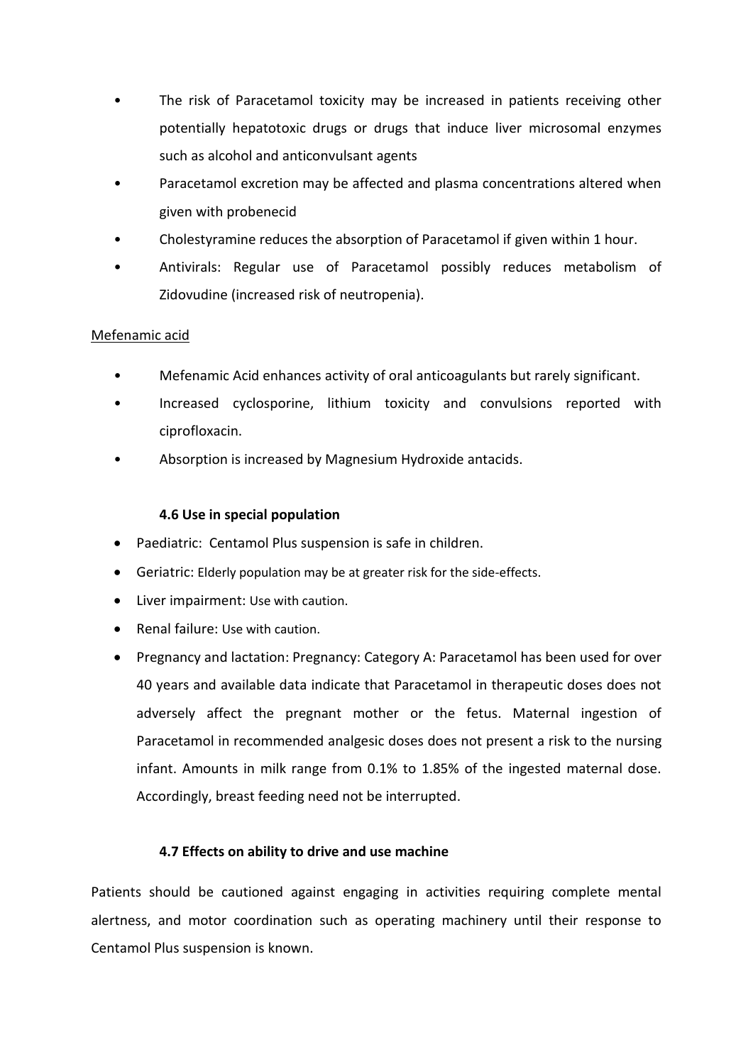- The risk of Paracetamol toxicity may be increased in patients receiving other potentially hepatotoxic drugs or drugs that induce liver microsomal enzymes such as alcohol and anticonvulsant agents
- Paracetamol excretion may be affected and plasma concentrations altered when given with probenecid
- Cholestyramine reduces the absorption of Paracetamol if given within 1 hour.
- Antivirals: Regular use of Paracetamol possibly reduces metabolism of Zidovudine (increased risk of neutropenia).

Mefenamic acid

- Mefenamic Acid enhances activity of oral anticoagulants but rarely significant.
- Increased cyclosporine, lithium toxicity and convulsions reported with ciprofloxacin.
- Absorption is increased by Magnesium Hydroxide antacids.

### 4.6 Use in special population

- Paediatric: Centamol Plus suspension is safe in children.
- Geriatric: Elderly population may be at greater risk for the side-effects.
- Liver impairment: Use with caution.
- Renal failure: Use with caution.
- Pregnancy and lactation: Pregnancy: Category A: Paracetamol has been used for over 40 years and available data indicate that Paracetamol in therapeutic doses does not adversely affect the pregnant mother or the fetus. Maternal ingestion of Paracetamol in recommended analgesic doses does not present a risk to the nursing infant. Amounts in milk range from 0.1% to 1.85% of the ingested maternal dose. Accordingly, breast feeding need not be interrupted.

### 4.7 Effects on ability to drive and use machine

Patients should be cautioned against engaging in activities requiring complete mental alertness, and motor coordination such as operating machinery until their response to Centamol Plus suspension is known.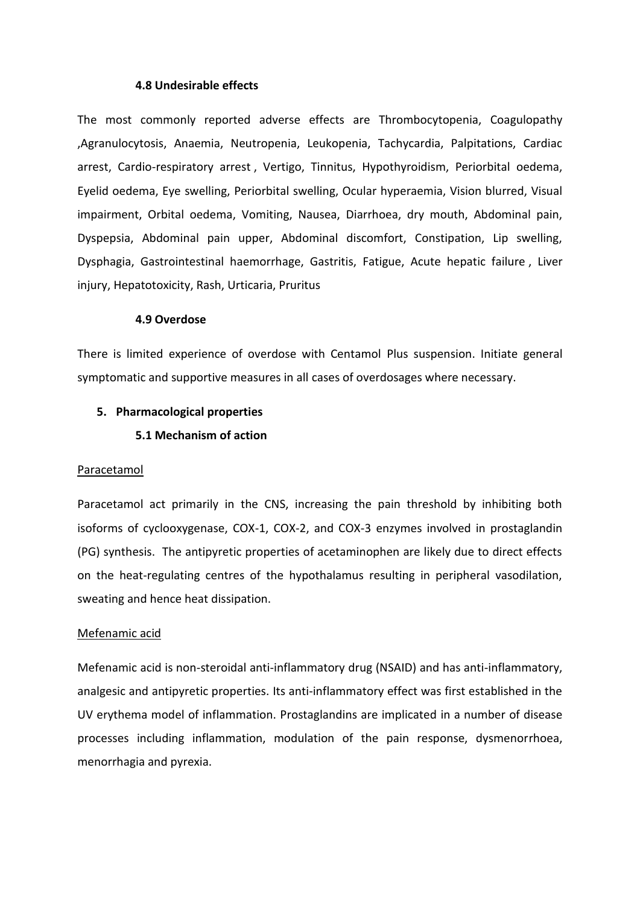### 4.8 Undesirable effects

The most commonly reported adverse effects are Thrombocytopenia, Coagulopathy ,Agranulocytosis, Anaemia, Neutropenia, Leukopenia, Tachycardia, Palpitations, Cardiac arrest, Cardio-respiratory arrest , Vertigo, Tinnitus, Hypothyroidism, Periorbital oedema, Eyelid oedema, Eye swelling, Periorbital swelling, Ocular hyperaemia, Vision blurred, Visual impairment, Orbital oedema, Vomiting, Nausea, Diarrhoea, dry mouth, Abdominal pain, Dyspepsia, Abdominal pain upper, Abdominal discomfort, Constipation, Lip swelling, Dysphagia, Gastrointestinal haemorrhage, Gastritis, Fatigue, Acute hepatic failure , Liver injury, Hepatotoxicity, Rash, Urticaria, Pruritus

### 4.9 Overdose

There is limited experience of overdose with Centamol Plus suspension. Initiate general symptomatic and supportive measures in all cases of overdosages where necessary.

## 5. Pharmacological properties

### 5.1 Mechanism of action

Paracetamol

Paracetamol act primarily in the CNS, increasing the pain threshold by inhibiting both isoforms of cyclooxygenase, COX-1, COX-2, and COX-3 enzymes involved in prostaglandin (PG) synthesis. The antipyretic properties of acetaminophen are likely due to direct effects on the heat-regulating centres of the hypothalamus resulting in peripheral vasodilation, sweating and hence heat dissipation.

Mefenamic acid

Mefenamic acid is non-steroidal anti-inflammatory drug (NSAID) and has anti-inflammatory, analgesic and antipyretic properties. Its anti-inflammatory effect was first established in the UV erythema model of inflammation. Prostaglandins are implicated in a number of disease processes including inflammation, modulation of the pain response, dysmenorrhoea, menorrhagia and pyrexia.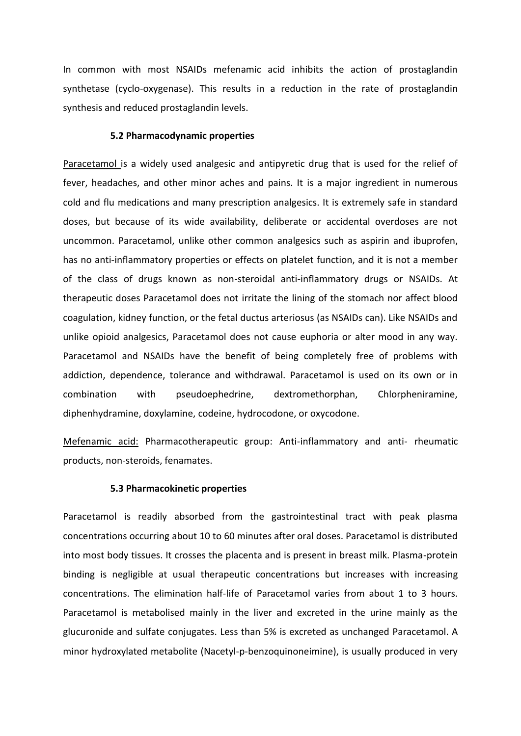In common with most NSAIDs mefenamic acid inhibits the action of prostaglandin synthetase (cyclo-oxygenase). This results in a reduction in the rate of prostaglandin synthesis and reduced prostaglandin levels.

### 5.2 Pharmacodynamic properties

Paracetamol is a widely used analgesic and antipyretic drug that is used for the relief of fever, headaches, and other minor aches and pains. It is a major ingredient in numerous cold and flu medications and many prescription analgesics. It is extremely safe in standard doses, but because of its wide availability, deliberate or accidental overdoses are not uncommon. Paracetamol, unlike other common analgesics such as aspirin and ibuprofen, has no anti-inflammatory properties or effects on platelet function, and it is not a member of the class of drugs known as non-steroidal anti-inflammatory drugs or NSAIDs. At therapeutic doses Paracetamol does not irritate the lining of the stomach nor affect blood coagulation, kidney function, or the fetal ductus arteriosus (as NSAIDs can). Like NSAIDs and unlike opioid analgesics, Paracetamol does not cause euphoria or alter mood in any way. Paracetamol and NSAIDs have the benefit of being completely free of problems with addiction, dependence, tolerance and withdrawal. Paracetamol is used on its own or in combination with pseudoephedrine, dextromethorphan, Chlorpheniramine, diphenhydramine, doxylamine, codeine, hydrocodone, or oxycodone.

Mefenamic acid: Pharmacotherapeutic group: Anti-inflammatory and anti- rheumatic products, non-steroids, fenamates.

### 5.3 Pharmacokinetic properties

Paracetamol is readily absorbed from the gastrointestinal tract with peak plasma concentrations occurring about 10 to 60 minutes after oral doses. Paracetamol is distributed into most body tissues. It crosses the placenta and is present in breast milk. Plasma-protein binding is negligible at usual therapeutic concentrations but increases with increasing concentrations. The elimination half-life of Paracetamol varies from about 1 to 3 hours. Paracetamol is metabolised mainly in the liver and excreted in the urine mainly as the glucuronide and sulfate conjugates. Less than 5% is excreted as unchanged Paracetamol. A minor hydroxylated metabolite (Nacetyl-p-benzoquinoneimine), is usually produced in very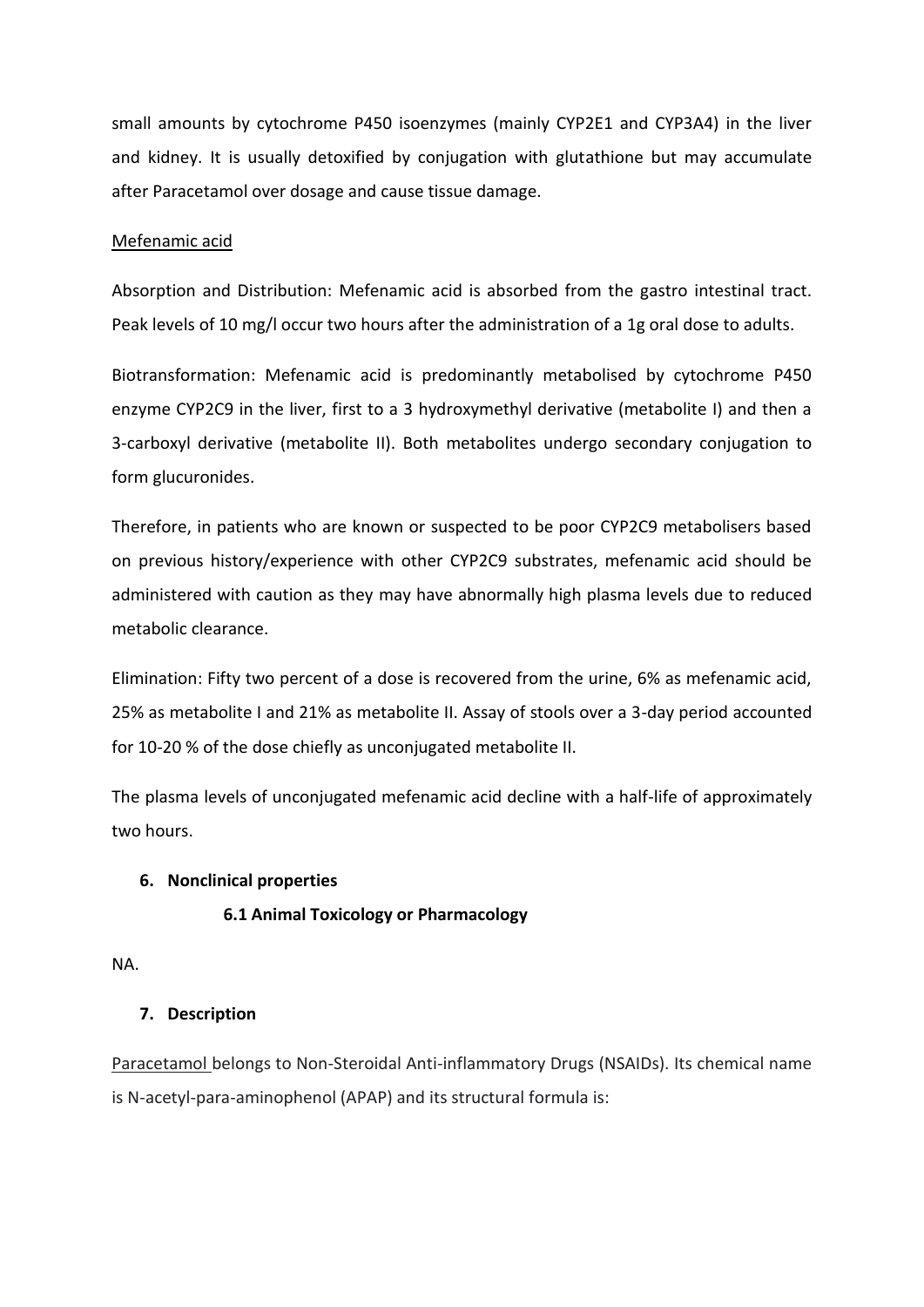small amounts by cytochrome P450 isoenzymes (mainly CYP2E1 and CYP3A4) in the liver and kidney. It is usually detoxified by conjugation with glutathione but may accumulate after Paracetamol over dosage and cause tissue damage.

Mefenamic acid

Absorption and Distribution: Mefenamic acid is absorbed from the gastro intestinal tract. Peak levels of 10 mg/l occur two hours after the administration of a 1g oral dose to adults.

Biotransformation: Mefenamic acid is predominantly metabolised by cytochrome P450 enzyme CYP2C9 in the liver, first to a 3 hydroxymethyl derivative (metabolite I) and then a 3-carboxyl derivative (metabolite II). Both metabolites undergo secondary conjugation to form glucuronides.

Therefore, in patients who are known or suspected to be poor CYP2C9 metabolisers based on previous history/experience with other CYP2C9 substrates, mefenamic acid should be administered with caution as they may have abnormally high plasma levels due to reduced metabolic clearance.

Elimination: Fifty two percent of a dose is recovered from the urine, 6% as mefenamic acid, 25% as metabolite I and 21% as metabolite II. Assay of stools over a 3-day period accounted for 10-20 % of the dose chiefly as unconjugated metabolite II.

The plasma levels of unconjugated mefenamic acid decline with a half-life of approximately two hours.

## 6. Nonclinical properties

### 6.1 Animal Toxicology or Pharmacology

NA.

## 7. Description

Paracetamol belongs to Non-Steroidal Anti-inflammatory Drugs (NSAIDs). Its chemical name is N-acetyl-para-aminophenol (APAP) and its structural formula is: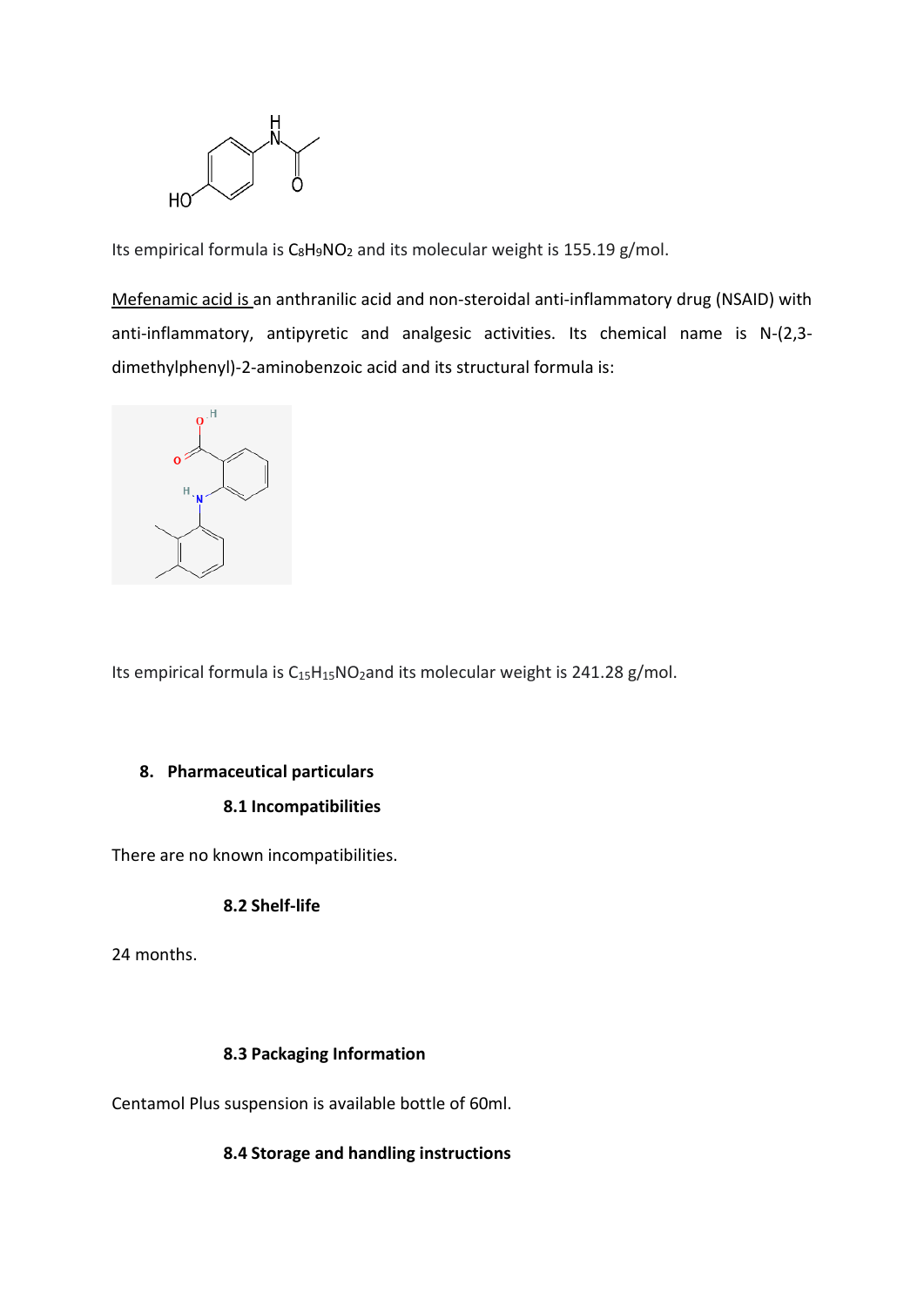Its empirical formula is $C_8H_9NO_2$ and its molecular weight is 155.19 g/mol.

Mefenamic acid is an anthranilic acid and non-steroidal anti-inflammatory drug (NSAID) with anti-inflammatory, antipyretic and analgesic activities. Its chemical name is N-(2,3-dimethylphenyl)-2-aminobenzoic acid and its structural formula is:

Its empirical formula is $C_{15}H_{15}NO_2$ and its molecular weight is 241.28 g/mol.

## 8. Pharmaceutical particulars

### 8.1 Incompatibilities

There are no known incompatibilities.

### 8.2 Shelf-life

24 months.

### 8.3 Packaging Information

Centamol Plus suspension is available bottle of 60ml.

### 8.4 Storage and handling instructions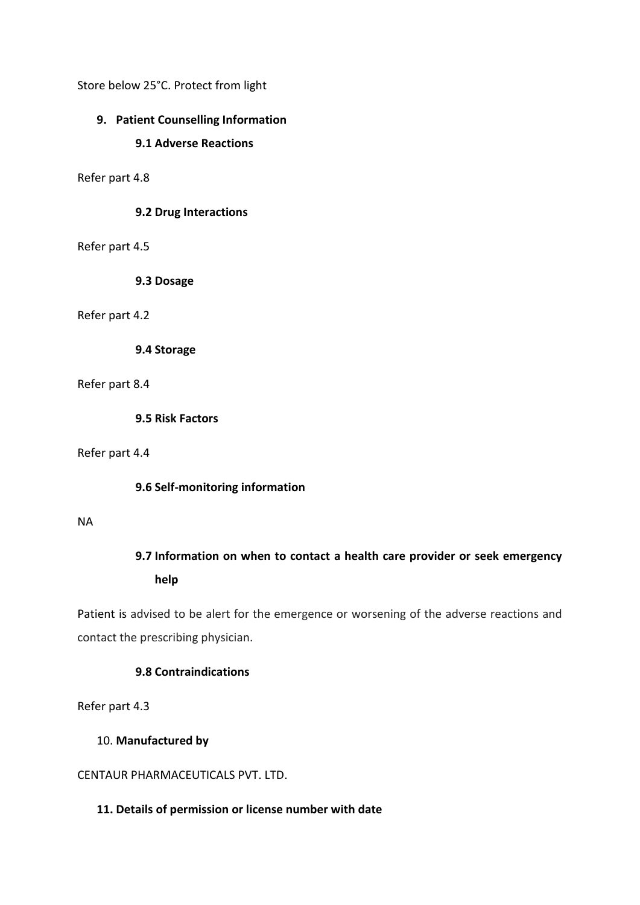Store below 25°C. Protect from light

## 9. Patient Counselling Information

### 9.1 Adverse Reactions

Refer part 4.8

### 9.2 Drug Interactions

Refer part 4.5

### 9.3 Dosage

Refer part 4.2

### 9.4 Storage

Refer part 8.4

### 9.5 Risk Factors

Refer part 4.4

### 9.6 Self-monitoring information

NA

### 9.7 Information on when to contact a health care provider or seek emergency help

Patient is advised to be alert for the emergence or worsening of the adverse reactions and contact the prescribing physician.

### 9.8 Contraindications

Refer part 4.3

## 10. Manufactured by

CENTAUR PHARMACEUTICALS PVT. LTD.

## 11. Details of permission or license number with date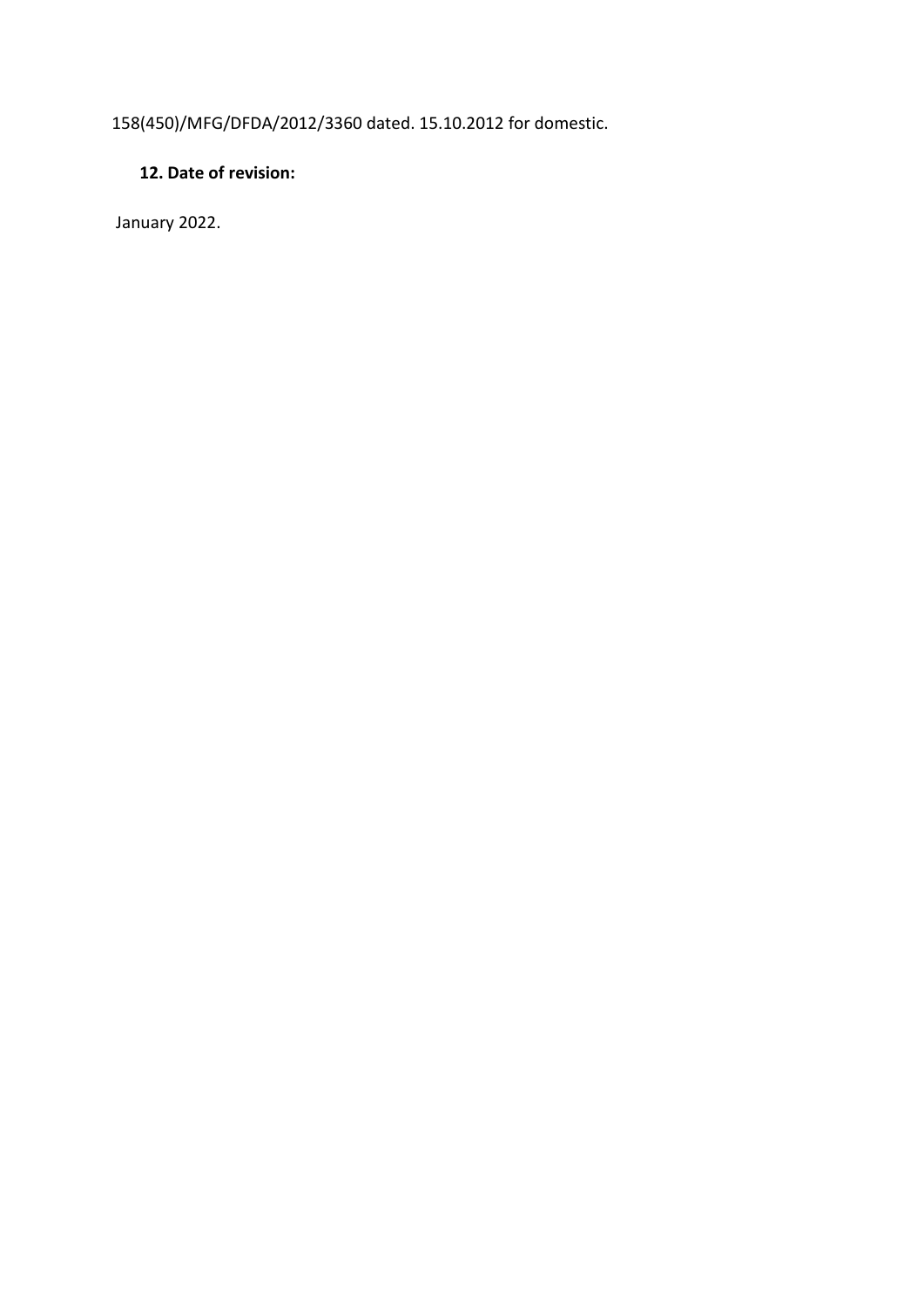158(450)/MFG/DFDA/2012/3360 dated. 15.10.2012 for domestic.

**12. Date of revision:**

January 2022.